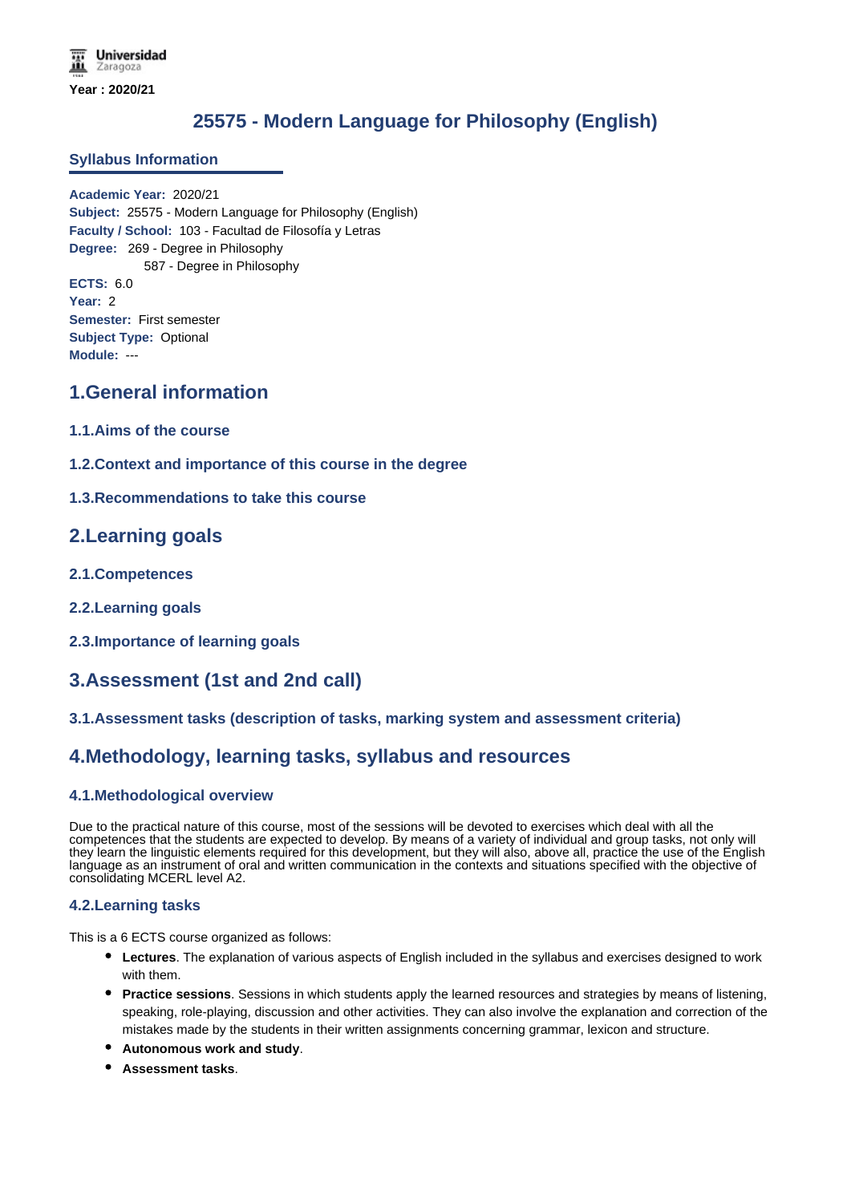Universidad Zaragoza

**Year : 2020/21**

# 25575 - Modern Language for Philosophy (English)

## Syllabus Information

**Academic Year:** 2020/21
**Subject:** 25575 - Modern Language for Philosophy (English)
**Faculty / School:** 103 - Facultad de Filosofía y Letras
**Degree:** 269 - Degree in Philosophy
587 - Degree in Philosophy
**ECTS:** 6.0
**Year:** 2
**Semester:** First semester
**Subject Type:** Optional
**Module:** ---

## 1.General information

### 1.1.Aims of the course

### 1.2.Context and importance of this course in the degree

### 1.3.Recommendations to take this course

## 2.Learning goals

### 2.1.Competences

### 2.2.Learning goals

### 2.3.Importance of learning goals

## 3.Assessment (1st and 2nd call)

### 3.1.Assessment tasks (description of tasks, marking system and assessment criteria)

## 4.Methodology, learning tasks, syllabus and resources

### 4.1.Methodological overview

Due to the practical nature of this course, most of the sessions will be devoted to exercises which deal with all the competences that the students are expected to develop. By means of a variety of individual and group tasks, not only will they learn the linguistic elements required for this development, but they will also, above all, practice the use of the English language as an instrument of oral and written communication in the contexts and situations specified with the objective of consolidating MCERL level A2.

### 4.2.Learning tasks

This is a 6 ECTS course organized as follows:

- **Lectures**. The explanation of various aspects of English included in the syllabus and exercises designed to work with them.
- **Practice sessions**. Sessions in which students apply the learned resources and strategies by means of listening, speaking, role-playing, discussion and other activities. They can also involve the explanation and correction of the mistakes made by the students in their written assignments concerning grammar, lexicon and structure.
- **Autonomous work and study**.
- **Assessment tasks**.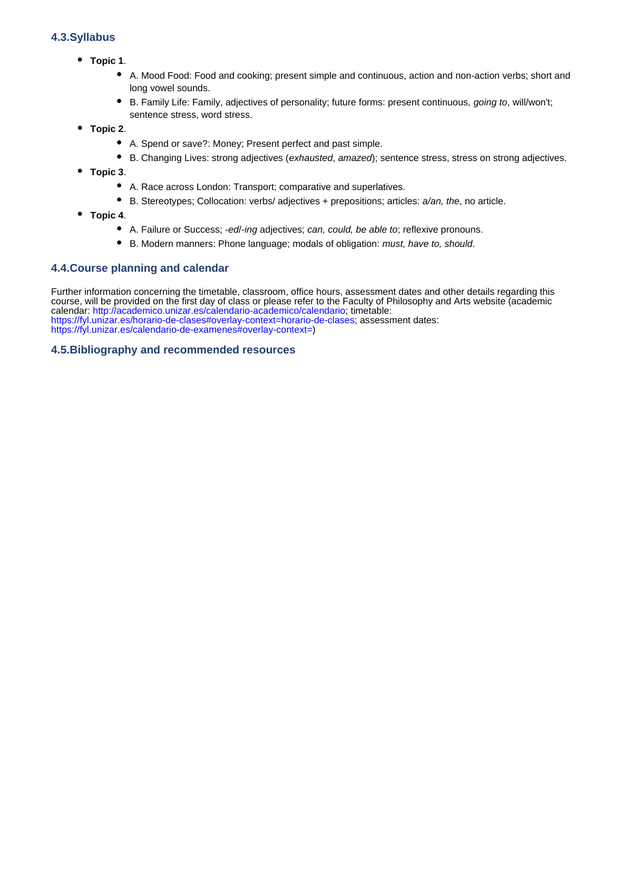### 4.3.Syllabus

- **Topic 1**.
  - A. Mood Food: Food and cooking; present simple and continuous, action and non-action verbs; short and long vowel sounds.
  - B. Family Life: Family, adjectives of personality; future forms: present continuous, *going to*, will/won't; sentence stress, word stress.
- **Topic 2**.
  - A. Spend or save?: Money; Present perfect and past simple.
  - B. Changing Lives: strong adjectives (*exhausted*, *amazed*); sentence stress, stress on strong adjectives.
- **Topic 3**.
  - A. Race across London: Transport; comparative and superlatives.
  - B. Stereotypes; Collocation: verbs/ adjectives + prepositions; articles: *a/an, the*, no article.
- **Topic 4**.
  - A. Failure or Success; *-ed*/*-ing* adjectives; *can, could, be able to*; reflexive pronouns.
  - B. Modern manners: Phone language; modals of obligation: *must, have to, should*.

### 4.4.Course planning and calendar

Further information concerning the timetable, classroom, office hours, assessment dates and other details regarding this course, will be provided on the first day of class or please refer to the Faculty of Philosophy and Arts website (academic calendar: http://academico.unizar.es/calendario-academico/calendario; timetable: https://fyl.unizar.es/horario-de-clases#overlay-context=horario-de-clases; assessment dates: https://fyl.unizar.es/calendario-de-examenes#overlay-context=)

### 4.5.Bibliography and recommended resources